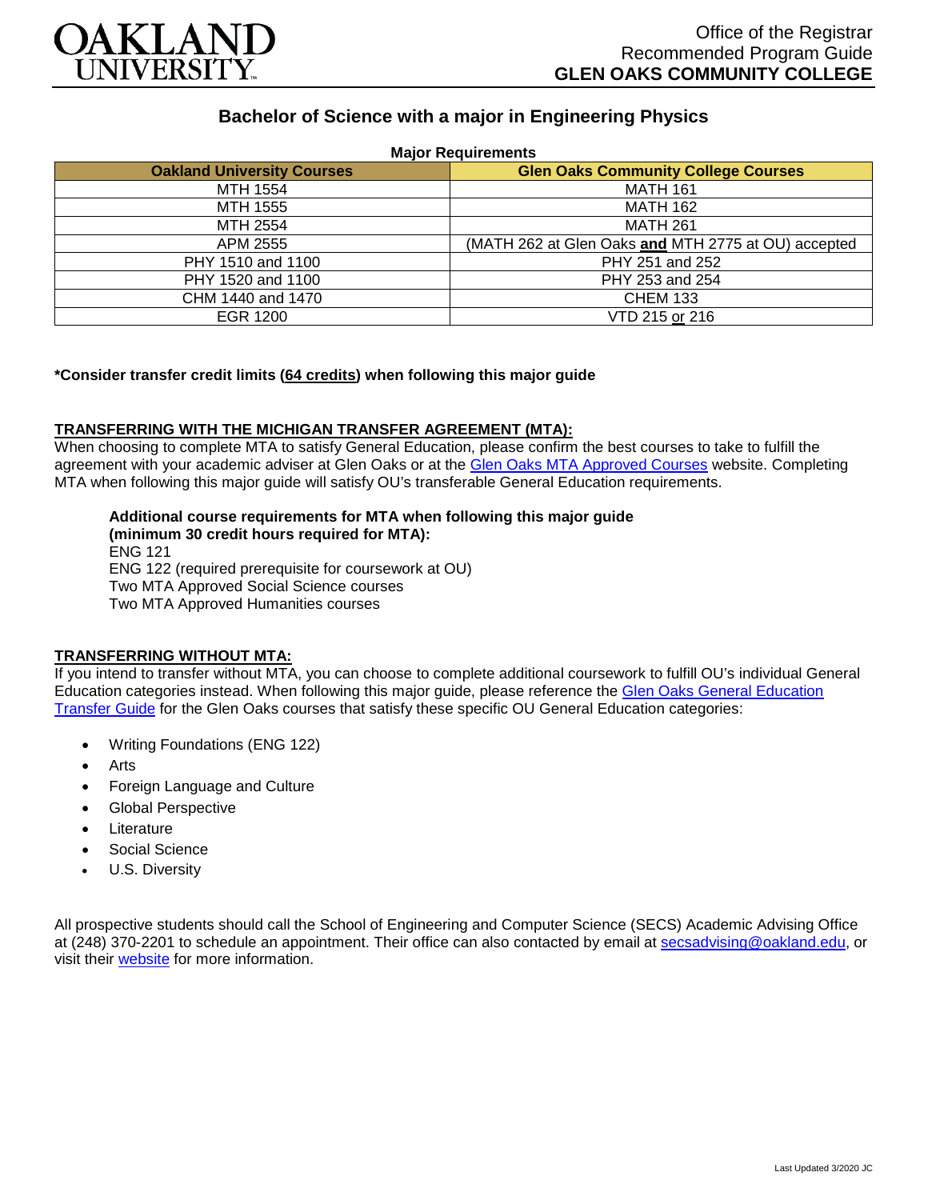OAKLAND UNIVERSITY

Office of the Registrar
Recommended Program Guide
**GLEN OAKS COMMUNITY COLLEGE**

# Bachelor of Science with a major in Engineering Physics

**Major Requirements**

| Oakland University Courses | Glen Oaks Community College Courses |
|---|---|
| MTH 1554 | MATH 161 |
| MTH 1555 | MATH 162 |
| MTH 2554 | MATH 261 |
| APM 2555 | (MATH 262 at Glen Oaks **and** MTH 2775 at OU) accepted |
| PHY 1510 and 1100 | PHY 251 and 252 |
| PHY 1520 and 1100 | PHY 253 and 254 |
| CHM 1440 and 1470 | CHEM 133 |
| EGR 1200 | VTD 215 or 216 |

**\*Consider transfer credit limits (64 credits) when following this major guide**

## TRANSFERRING WITH THE MICHIGAN TRANSFER AGREEMENT (MTA):

When choosing to complete MTA to satisfy General Education, please confirm the best courses to take to fulfill the agreement with your academic adviser at Glen Oaks or at the Glen Oaks MTA Approved Courses website. Completing MTA when following this major guide will satisfy OU's transferable General Education requirements.

**Additional course requirements for MTA when following this major guide (minimum 30 credit hours required for MTA):**
ENG 121
ENG 122 (required prerequisite for coursework at OU)
Two MTA Approved Social Science courses
Two MTA Approved Humanities courses

## TRANSFERRING WITHOUT MTA:

If you intend to transfer without MTA, you can choose to complete additional coursework to fulfill OU's individual General Education categories instead. When following this major guide, please reference the Glen Oaks General Education Transfer Guide for the Glen Oaks courses that satisfy these specific OU General Education categories:

- Writing Foundations (ENG 122)
- Arts
- Foreign Language and Culture
- Global Perspective
- Literature
- Social Science
- U.S. Diversity

All prospective students should call the School of Engineering and Computer Science (SECS) Academic Advising Office at (248) 370-2201 to schedule an appointment. Their office can also contacted by email at secsadvising@oakland.edu, or visit their website for more information.

Last Updated 3/2020 JC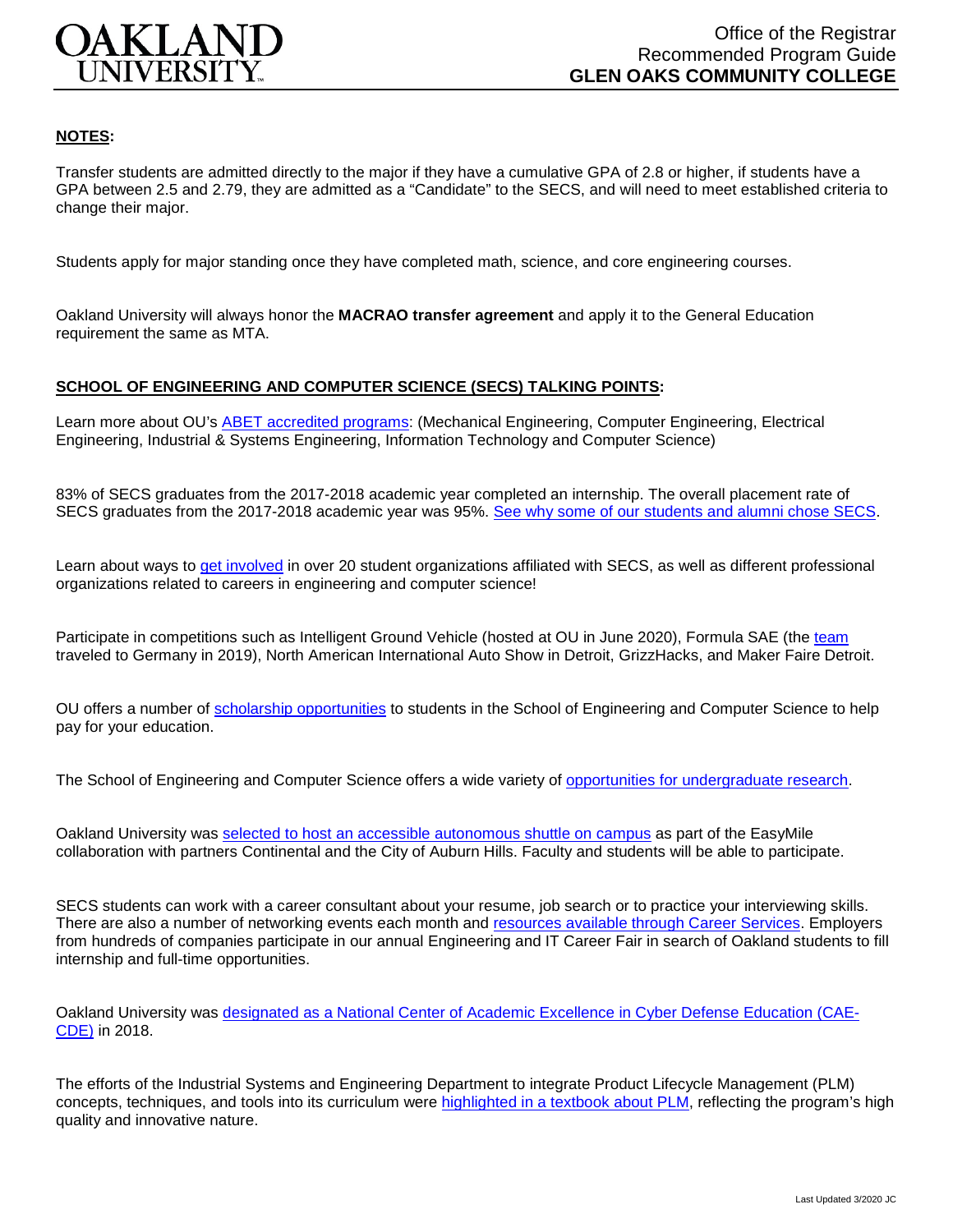**NOTES:**

Transfer students are admitted directly to the major if they have a cumulative GPA of 2.8 or higher, if students have a GPA between 2.5 and 2.79, they are admitted as a "Candidate" to the SECS, and will need to meet established criteria to change their major.

Students apply for major standing once they have completed math, science, and core engineering courses.

Oakland University will always honor the **MACRAO transfer agreement** and apply it to the General Education requirement the same as MTA.

**SCHOOL OF ENGINEERING AND COMPUTER SCIENCE (SECS) TALKING POINTS:**

Learn more about OU's ABET accredited programs: (Mechanical Engineering, Computer Engineering, Electrical Engineering, Industrial & Systems Engineering, Information Technology and Computer Science)

83% of SECS graduates from the 2017-2018 academic year completed an internship. The overall placement rate of SECS graduates from the 2017-2018 academic year was 95%. See why some of our students and alumni chose SECS.

Learn about ways to get involved in over 20 student organizations affiliated with SECS, as well as different professional organizations related to careers in engineering and computer science!

Participate in competitions such as Intelligent Ground Vehicle (hosted at OU in June 2020), Formula SAE (the team traveled to Germany in 2019), North American International Auto Show in Detroit, GrizzHacks, and Maker Faire Detroit.

OU offers a number of scholarship opportunities to students in the School of Engineering and Computer Science to help pay for your education.

The School of Engineering and Computer Science offers a wide variety of opportunities for undergraduate research.

Oakland University was selected to host an accessible autonomous shuttle on campus as part of the EasyMile collaboration with partners Continental and the City of Auburn Hills. Faculty and students will be able to participate.

SECS students can work with a career consultant about your resume, job search or to practice your interviewing skills. There are also a number of networking events each month and resources available through Career Services. Employers from hundreds of companies participate in our annual Engineering and IT Career Fair in search of Oakland students to fill internship and full-time opportunities.

Oakland University was designated as a National Center of Academic Excellence in Cyber Defense Education (CAE-CDE) in 2018.

The efforts of the Industrial Systems and Engineering Department to integrate Product Lifecycle Management (PLM) concepts, techniques, and tools into its curriculum were highlighted in a textbook about PLM, reflecting the program's high quality and innovative nature.

Last Updated 3/2020 JC